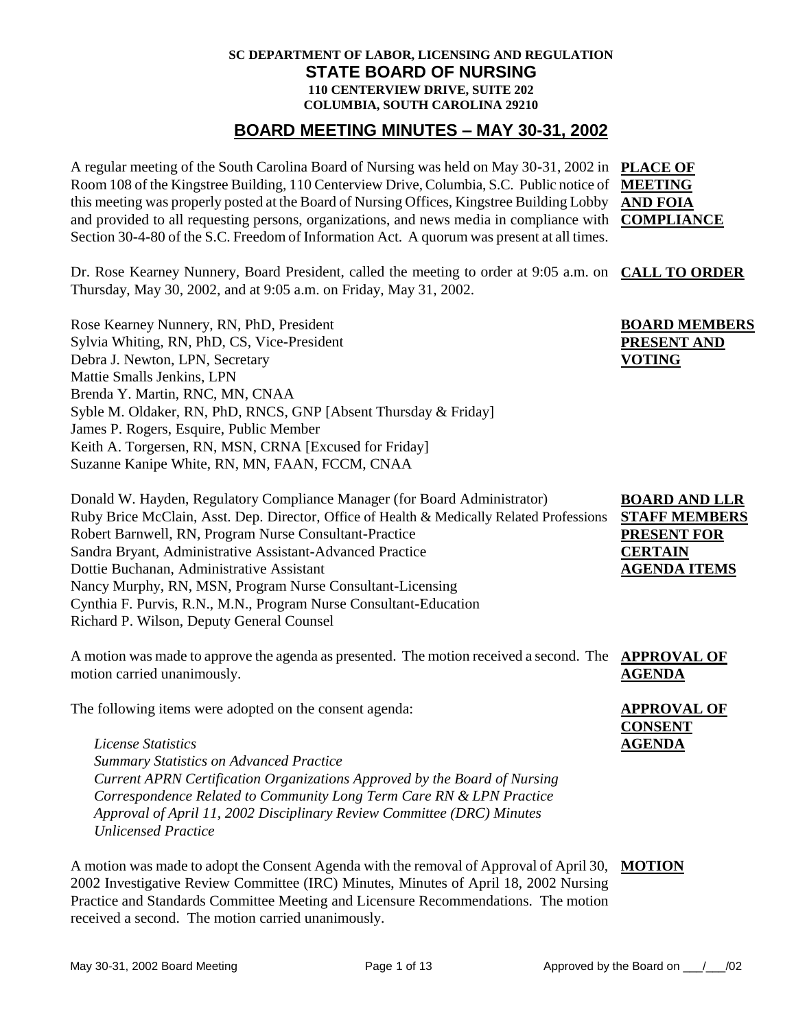**SC DEPARTMENT OF LABOR, LICENSING AND REGULATION**

# STATE BOARD OF NURSING

**110 CENTERVIEW DRIVE, SUITE 202**
**COLUMBIA, SOUTH CAROLINA 29210**

## BOARD MEETING MINUTES – MAY 30-31, 2002

**PLACE OF MEETING AND FOIA COMPLIANCE**

A regular meeting of the South Carolina Board of Nursing was held on May 30-31, 2002 in Room 108 of the Kingstree Building, 110 Centerview Drive, Columbia, S.C. Public notice of this meeting was properly posted at the Board of Nursing Offices, Kingstree Building Lobby and provided to all requesting persons, organizations, and news media in compliance with Section 30-4-80 of the S.C. Freedom of Information Act. A quorum was present at all times.

**CALL TO ORDER**

Dr. Rose Kearney Nunnery, Board President, called the meeting to order at 9:05 a.m. on Thursday, May 30, 2002, and at 9:05 a.m. on Friday, May 31, 2002.

**BOARD MEMBERS PRESENT AND VOTING**

Rose Kearney Nunnery, RN, PhD, President
Sylvia Whiting, RN, PhD, CS, Vice-President
Debra J. Newton, LPN, Secretary
Mattie Smalls Jenkins, LPN
Brenda Y. Martin, RNC, MN, CNAA
Syble M. Oldaker, RN, PhD, RNCS, GNP [Absent Thursday & Friday]
James P. Rogers, Esquire, Public Member
Keith A. Torgersen, RN, MSN, CRNA [Excused for Friday]
Suzanne Kanipe White, RN, MN, FAAN, FCCM, CNAA

**BOARD AND LLR STAFF MEMBERS PRESENT FOR CERTAIN AGENDA ITEMS**

Donald W. Hayden, Regulatory Compliance Manager (for Board Administrator)
Ruby Brice McClain, Asst. Dep. Director, Office of Health & Medically Related Professions
Robert Barnwell, RN, Program Nurse Consultant-Practice
Sandra Bryant, Administrative Assistant-Advanced Practice
Dottie Buchanan, Administrative Assistant
Nancy Murphy, RN, MSN, Program Nurse Consultant-Licensing
Cynthia F. Purvis, R.N., M.N., Program Nurse Consultant-Education
Richard P. Wilson, Deputy General Counsel

**APPROVAL OF AGENDA**

A motion was made to approve the agenda as presented. The motion received a second. The motion carried unanimously.

**APPROVAL OF CONSENT AGENDA**

The following items were adopted on the consent agenda:

*License Statistics*
*Summary Statistics on Advanced Practice*
*Current APRN Certification Organizations Approved by the Board of Nursing*
*Correspondence Related to Community Long Term Care RN & LPN Practice*
*Approval of April 11, 2002 Disciplinary Review Committee (DRC) Minutes*
*Unlicensed Practice*

**MOTION**

A motion was made to adopt the Consent Agenda with the removal of Approval of April 30, 2002 Investigative Review Committee (IRC) Minutes, Minutes of April 18, 2002 Nursing Practice and Standards Committee Meeting and Licensure Recommendations. The motion received a second. The motion carried unanimously.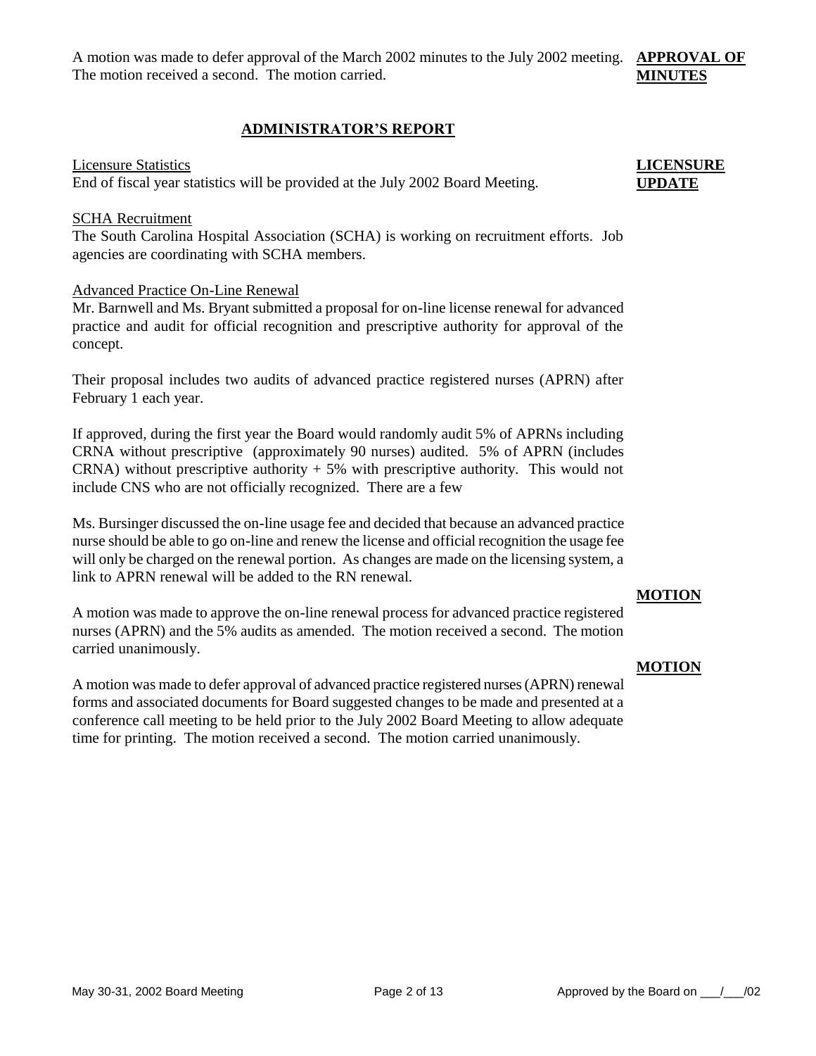A motion was made to defer approval of the March 2002 minutes to the July 2002 meeting. The motion received a second. The motion carried.

**APPROVAL OF MINUTES**

## ADMINISTRATOR'S REPORT

Licensure Statistics

End of fiscal year statistics will be provided at the July 2002 Board Meeting.

**LICENSURE UPDATE**

SCHA Recruitment

The South Carolina Hospital Association (SCHA) is working on recruitment efforts. Job agencies are coordinating with SCHA members.

Advanced Practice On-Line Renewal

Mr. Barnwell and Ms. Bryant submitted a proposal for on-line license renewal for advanced practice and audit for official recognition and prescriptive authority for approval of the concept.

Their proposal includes two audits of advanced practice registered nurses (APRN) after February 1 each year.

If approved, during the first year the Board would randomly audit 5% of APRNs including CRNA without prescriptive (approximately 90 nurses) audited. 5% of APRN (includes CRNA) without prescriptive authority + 5% with prescriptive authority. This would not include CNS who are not officially recognized. There are a few

Ms. Bursinger discussed the on-line usage fee and decided that because an advanced practice nurse should be able to go on-line and renew the license and official recognition the usage fee will only be charged on the renewal portion. As changes are made on the licensing system, a link to APRN renewal will be added to the RN renewal.

**MOTION**

A motion was made to approve the on-line renewal process for advanced practice registered nurses (APRN) and the 5% audits as amended. The motion received a second. The motion carried unanimously.

**MOTION**

A motion was made to defer approval of advanced practice registered nurses (APRN) renewal forms and associated documents for Board suggested changes to be made and presented at a conference call meeting to be held prior to the July 2002 Board Meeting to allow adequate time for printing. The motion received a second. The motion carried unanimously.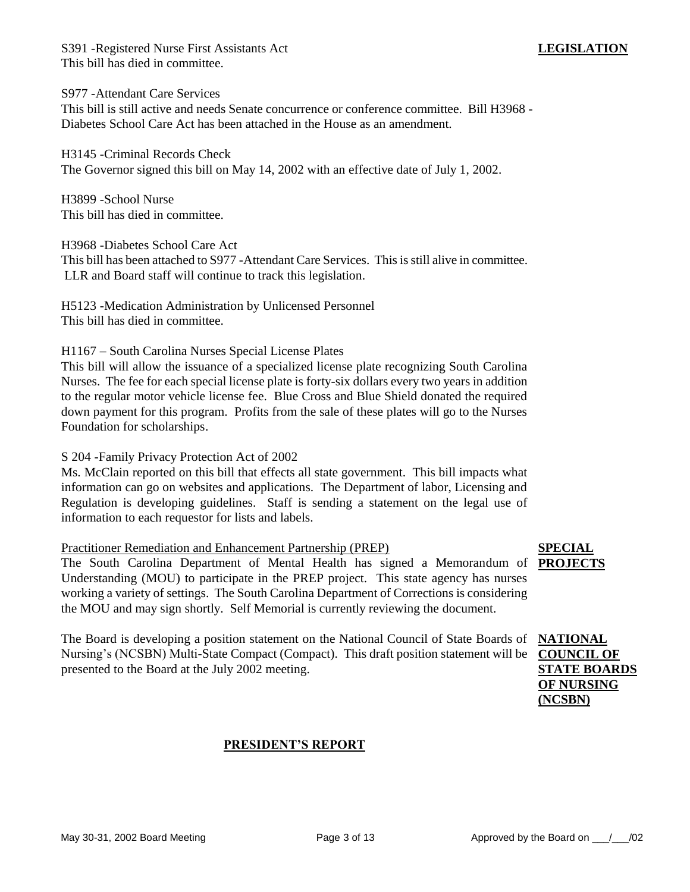**LEGISLATION**

S391 -Registered Nurse First Assistants Act
This bill has died in committee.

S977 -Attendant Care Services
This bill is still active and needs Senate concurrence or conference committee. Bill H3968 - Diabetes School Care Act has been attached in the House as an amendment.

H3145 -Criminal Records Check
The Governor signed this bill on May 14, 2002 with an effective date of July 1, 2002.

H3899 -School Nurse
This bill has died in committee.

H3968 -Diabetes School Care Act
This bill has been attached to S977 -Attendant Care Services. This is still alive in committee. LLR and Board staff will continue to track this legislation.

H5123 -Medication Administration by Unlicensed Personnel
This bill has died in committee.

H1167 – South Carolina Nurses Special License Plates
This bill will allow the issuance of a specialized license plate recognizing South Carolina Nurses. The fee for each special license plate is forty-six dollars every two years in addition to the regular motor vehicle license fee. Blue Cross and Blue Shield donated the required down payment for this program. Profits from the sale of these plates will go to the Nurses Foundation for scholarships.

S 204 -Family Privacy Protection Act of 2002
Ms. McClain reported on this bill that effects all state government. This bill impacts what information can go on websites and applications. The Department of labor, Licensing and Regulation is developing guidelines. Staff is sending a statement on the legal use of information to each requestor for lists and labels.

**SPECIAL PROJECTS**

Practitioner Remediation and Enhancement Partnership (PREP)
The South Carolina Department of Mental Health has signed a Memorandum of Understanding (MOU) to participate in the PREP project. This state agency has nurses working a variety of settings. The South Carolina Department of Corrections is considering the MOU and may sign shortly. Self Memorial is currently reviewing the document.

**NATIONAL COUNCIL OF STATE BOARDS OF NURSING (NCSBN)**

The Board is developing a position statement on the National Council of State Boards of Nursing's (NCSBN) Multi-State Compact (Compact). This draft position statement will be presented to the Board at the July 2002 meeting.

## PRESIDENT'S REPORT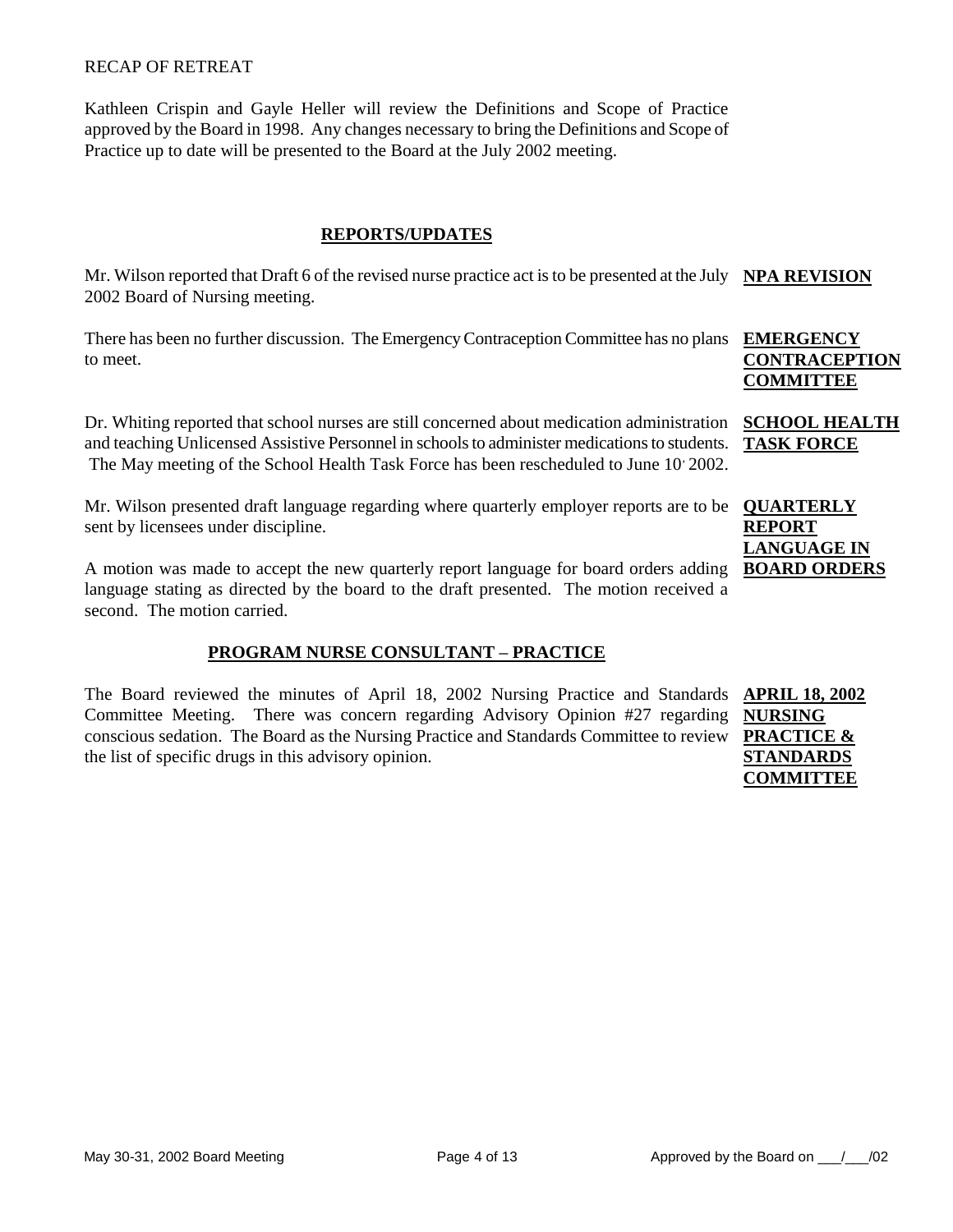RECAP OF RETREAT

Kathleen Crispin and Gayle Heller will review the Definitions and Scope of Practice approved by the Board in 1998. Any changes necessary to bring the Definitions and Scope of Practice up to date will be presented to the Board at the July 2002 meeting.

## REPORTS/UPDATES

**NPA REVISION**

Mr. Wilson reported that Draft 6 of the revised nurse practice act is to be presented at the July 2002 Board of Nursing meeting.

**EMERGENCY CONTRACEPTION COMMITTEE**

There has been no further discussion. The Emergency Contraception Committee has no plans to meet.

**SCHOOL HEALTH TASK FORCE**

Dr. Whiting reported that school nurses are still concerned about medication administration and teaching Unlicensed Assistive Personnel in schools to administer medications to students. The May meeting of the School Health Task Force has been rescheduled to June 10' 2002.

**QUARTERLY REPORT LANGUAGE IN BOARD ORDERS**

Mr. Wilson presented draft language regarding where quarterly employer reports are to be sent by licensees under discipline.

A motion was made to accept the new quarterly report language for board orders adding language stating as directed by the board to the draft presented. The motion received a second. The motion carried.

## PROGRAM NURSE CONSULTANT – PRACTICE

**APRIL 18, 2002 NURSING PRACTICE & STANDARDS COMMITTEE**

The Board reviewed the minutes of April 18, 2002 Nursing Practice and Standards Committee Meeting. There was concern regarding Advisory Opinion #27 regarding conscious sedation. The Board as the Nursing Practice and Standards Committee to review the list of specific drugs in this advisory opinion.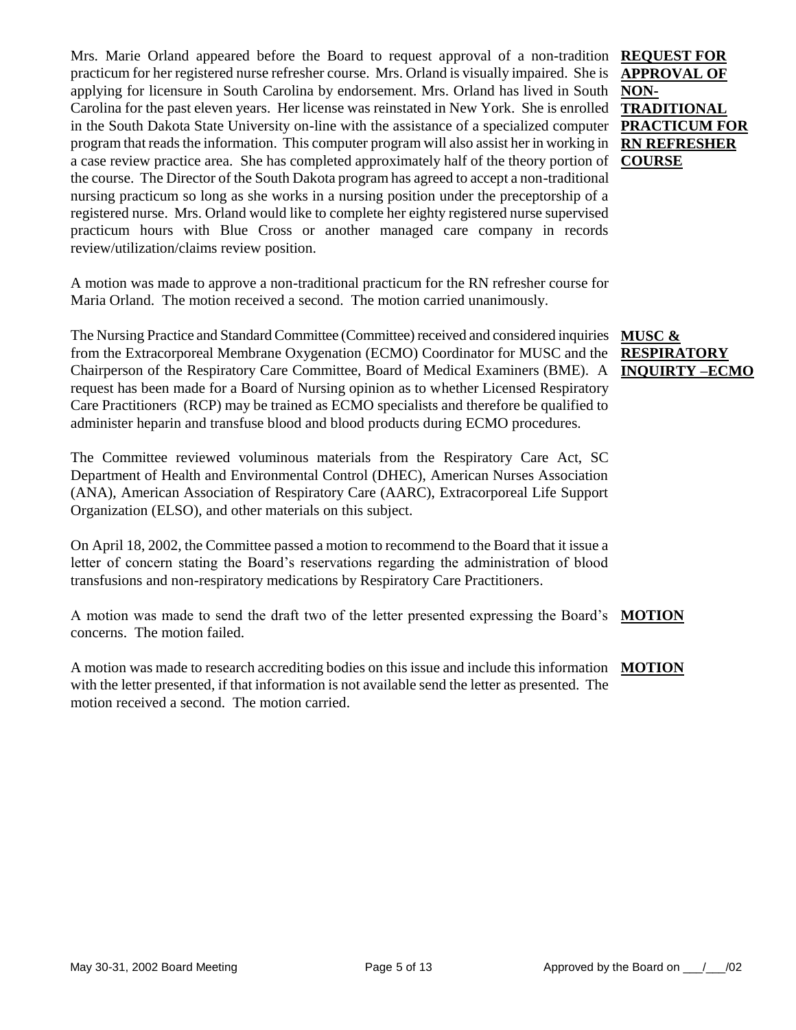**REQUEST FOR APPROVAL OF NON-TRADITIONAL PRACTICUM FOR RN REFRESHER COURSE**

Mrs. Marie Orland appeared before the Board to request approval of a non-tradition practicum for her registered nurse refresher course. Mrs. Orland is visually impaired. She is applying for licensure in South Carolina by endorsement. Mrs. Orland has lived in South Carolina for the past eleven years. Her license was reinstated in New York. She is enrolled in the South Dakota State University on-line with the assistance of a specialized computer program that reads the information. This computer program will also assist her in working in a case review practice area. She has completed approximately half of the theory portion of the course. The Director of the South Dakota program has agreed to accept a non-traditional nursing practicum so long as she works in a nursing position under the preceptorship of a registered nurse. Mrs. Orland would like to complete her eighty registered nurse supervised practicum hours with Blue Cross or another managed care company in records review/utilization/claims review position.

A motion was made to approve a non-traditional practicum for the RN refresher course for Maria Orland. The motion received a second. The motion carried unanimously.

**MUSC & RESPIRATORY INQUIRTY –ECMO**

The Nursing Practice and Standard Committee (Committee) received and considered inquiries from the Extracorporeal Membrane Oxygenation (ECMO) Coordinator for MUSC and the Chairperson of the Respiratory Care Committee, Board of Medical Examiners (BME). A request has been made for a Board of Nursing opinion as to whether Licensed Respiratory Care Practitioners (RCP) may be trained as ECMO specialists and therefore be qualified to administer heparin and transfuse blood and blood products during ECMO procedures.

The Committee reviewed voluminous materials from the Respiratory Care Act, SC Department of Health and Environmental Control (DHEC), American Nurses Association (ANA), American Association of Respiratory Care (AARC), Extracorporeal Life Support Organization (ELSO), and other materials on this subject.

On April 18, 2002, the Committee passed a motion to recommend to the Board that it issue a letter of concern stating the Board's reservations regarding the administration of blood transfusions and non-respiratory medications by Respiratory Care Practitioners.

**MOTION**

A motion was made to send the draft two of the letter presented expressing the Board's concerns. The motion failed.

**MOTION**

A motion was made to research accrediting bodies on this issue and include this information with the letter presented, if that information is not available send the letter as presented. The motion received a second. The motion carried.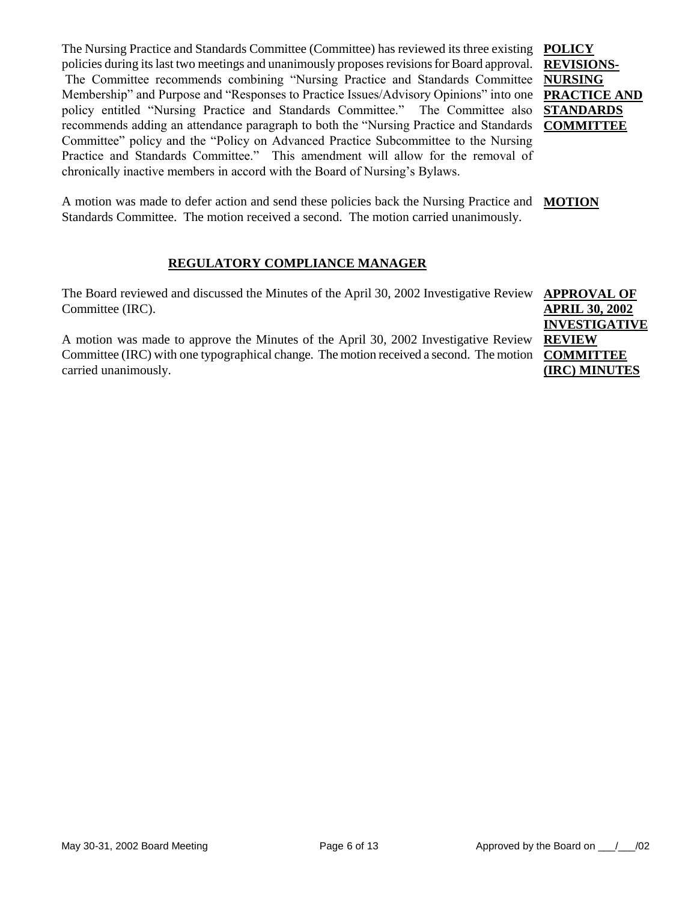The Nursing Practice and Standards Committee (Committee) has reviewed its three existing policies during its last two meetings and unanimously proposes revisions for Board approval. The Committee recommends combining "Nursing Practice and Standards Committee Membership" and Purpose and "Responses to Practice Issues/Advisory Opinions" into one policy entitled "Nursing Practice and Standards Committee." The Committee also recommends adding an attendance paragraph to both the "Nursing Practice and Standards Committee" policy and the "Policy on Advanced Practice Subcommittee to the Nursing Practice and Standards Committee." This amendment will allow for the removal of chronically inactive members in accord with the Board of Nursing's Bylaws.

**POLICY REVISIONS- NURSING PRACTICE AND STANDARDS COMMITTEE**

A motion was made to defer action and send these policies back the Nursing Practice and Standards Committee. The motion received a second. The motion carried unanimously.

**MOTION**

## REGULATORY COMPLIANCE MANAGER

The Board reviewed and discussed the Minutes of the April 30, 2002 Investigative Review Committee (IRC).

**APPROVAL OF APRIL 30, 2002 INVESTIGATIVE REVIEW COMMITTEE (IRC) MINUTES**

A motion was made to approve the Minutes of the April 30, 2002 Investigative Review Committee (IRC) with one typographical change. The motion received a second. The motion carried unanimously.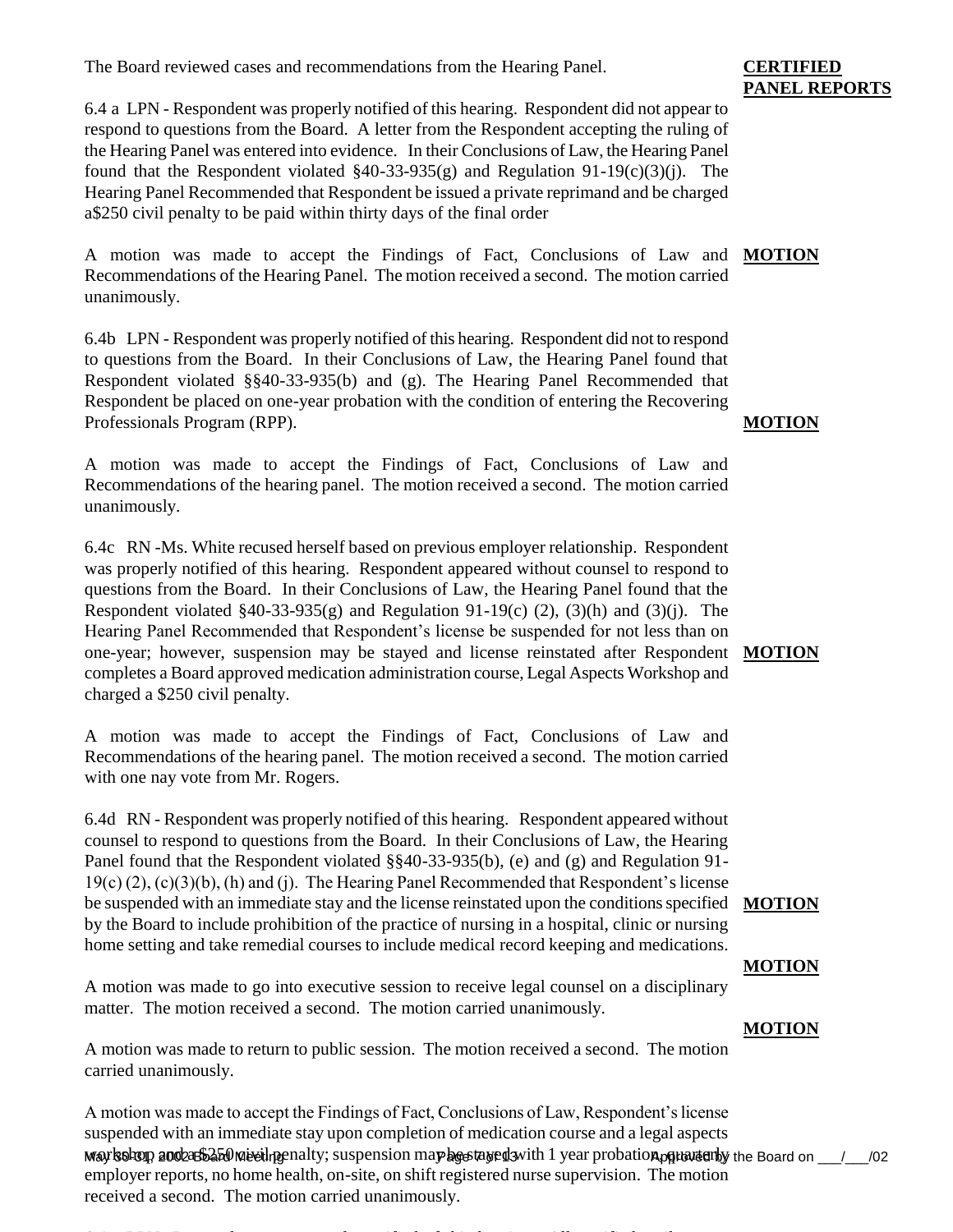**CERTIFIED PANEL REPORTS**

The Board reviewed cases and recommendations from the Hearing Panel.

6.4 a LPN - Respondent was properly notified of this hearing. Respondent did not appear to respond to questions from the Board. A letter from the Respondent accepting the ruling of the Hearing Panel was entered into evidence. In their Conclusions of Law, the Hearing Panel found that the Respondent violated §40-33-935(g) and Regulation 91-19(c)(3)(j). The Hearing Panel Recommended that Respondent be issued a private reprimand and be charged a$250 civil penalty to be paid within thirty days of the final order

**MOTION**

A motion was made to accept the Findings of Fact, Conclusions of Law and Recommendations of the Hearing Panel. The motion received a second. The motion carried unanimously.

6.4b LPN - Respondent was properly notified of this hearing. Respondent did not to respond to questions from the Board. In their Conclusions of Law, the Hearing Panel found that Respondent violated §§40-33-935(b) and (g). The Hearing Panel Recommended that Respondent be placed on one-year probation with the condition of entering the Recovering Professionals Program (RPP).

**MOTION**

A motion was made to accept the Findings of Fact, Conclusions of Law and Recommendations of the hearing panel. The motion received a second. The motion carried unanimously.

6.4c RN -Ms. White recused herself based on previous employer relationship. Respondent was properly notified of this hearing. Respondent appeared without counsel to respond to questions from the Board. In their Conclusions of Law, the Hearing Panel found that the Respondent violated §40-33-935(g) and Regulation 91-19(c) (2), (3)(h) and (3)(j). The Hearing Panel Recommended that Respondent's license be suspended for not less than on one-year; however, suspension may be stayed and license reinstated after Respondent completes a Board approved medication administration course, Legal Aspects Workshop and charged a $250 civil penalty.

**MOTION**

A motion was made to accept the Findings of Fact, Conclusions of Law and Recommendations of the hearing panel. The motion received a second. The motion carried with one nay vote from Mr. Rogers.

6.4d RN - Respondent was properly notified of this hearing. Respondent appeared without counsel to respond to questions from the Board. In their Conclusions of Law, the Hearing Panel found that the Respondent violated §§40-33-935(b), (e) and (g) and Regulation 91-19(c) (2), (c)(3)(b), (h) and (j). The Hearing Panel Recommended that Respondent's license be suspended with an immediate stay and the license reinstated upon the conditions specified by the Board to include prohibition of the practice of nursing in a hospital, clinic or nursing home setting and take remedial courses to include medical record keeping and medications.

**MOTION**

A motion was made to go into executive session to receive legal counsel on a disciplinary matter. The motion received a second. The motion carried unanimously.

**MOTION**

A motion was made to return to public session. The motion received a second. The motion carried unanimously.

**MOTION**

A motion was made to accept the Findings of Fact, Conclusions of Law, Respondent's license suspended with an immediate stay upon completion of medication course and a legal aspects workshop and a $250 civil penalty; suspension may be stayed with 1 year probation, quarterly employer reports, no home health, on-site, on shift registered nurse supervision. The motion received a second. The motion carried unanimously.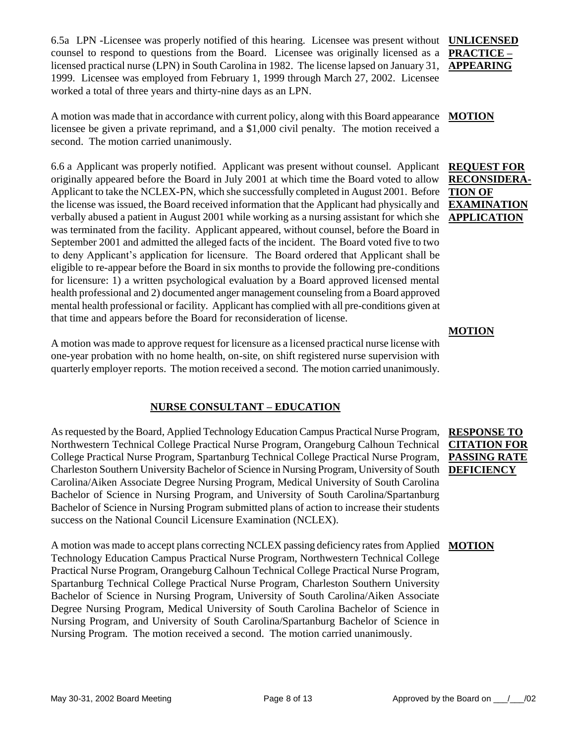6.5a LPN -Licensee was properly notified of this hearing. Licensee was present without counsel to respond to questions from the Board. Licensee was originally licensed as a licensed practical nurse (LPN) in South Carolina in 1982. The license lapsed on January 31, 1999. Licensee was employed from February 1, 1999 through March 27, 2002. Licensee worked a total of three years and thirty-nine days as an LPN.

**UNLICENSED PRACTICE – APPEARING**

A motion was made that in accordance with current policy, along with this Board appearance licensee be given a private reprimand, and a $1,000 civil penalty. The motion received a second. The motion carried unanimously.

**MOTION**

6.6 a Applicant was properly notified. Applicant was present without counsel. Applicant originally appeared before the Board in July 2001 at which time the Board voted to allow Applicant to take the NCLEX-PN, which she successfully completed in August 2001. Before the license was issued, the Board received information that the Applicant had physically and verbally abused a patient in August 2001 while working as a nursing assistant for which she was terminated from the facility. Applicant appeared, without counsel, before the Board in September 2001 and admitted the alleged facts of the incident. The Board voted five to two to deny Applicant's application for licensure. The Board ordered that Applicant shall be eligible to re-appear before the Board in six months to provide the following pre-conditions for licensure: 1) a written psychological evaluation by a Board approved licensed mental health professional and 2) documented anger management counseling from a Board approved mental health professional or facility. Applicant has complied with all pre-conditions given at that time and appears before the Board for reconsideration of license.

**REQUEST FOR RECONSIDERATION OF EXAMINATION APPLICATION**

A motion was made to approve request for licensure as a licensed practical nurse license with one-year probation with no home health, on-site, on shift registered nurse supervision with quarterly employer reports. The motion received a second. The motion carried unanimously.

**MOTION**

## NURSE CONSULTANT – EDUCATION

As requested by the Board, Applied Technology Education Campus Practical Nurse Program, Northwestern Technical College Practical Nurse Program, Orangeburg Calhoun Technical College Practical Nurse Program, Spartanburg Technical College Practical Nurse Program, Charleston Southern University Bachelor of Science in Nursing Program, University of South Carolina/Aiken Associate Degree Nursing Program, Medical University of South Carolina Bachelor of Science in Nursing Program, and University of South Carolina/Spartanburg Bachelor of Science in Nursing Program submitted plans of action to increase their students success on the National Council Licensure Examination (NCLEX).

**RESPONSE TO CITATION FOR PASSING RATE DEFICIENCY**

A motion was made to accept plans correcting NCLEX passing deficiency rates from Applied Technology Education Campus Practical Nurse Program, Northwestern Technical College Practical Nurse Program, Orangeburg Calhoun Technical College Practical Nurse Program, Spartanburg Technical College Practical Nurse Program, Charleston Southern University Bachelor of Science in Nursing Program, University of South Carolina/Aiken Associate Degree Nursing Program, Medical University of South Carolina Bachelor of Science in Nursing Program, and University of South Carolina/Spartanburg Bachelor of Science in Nursing Program. The motion received a second. The motion carried unanimously.

**MOTION**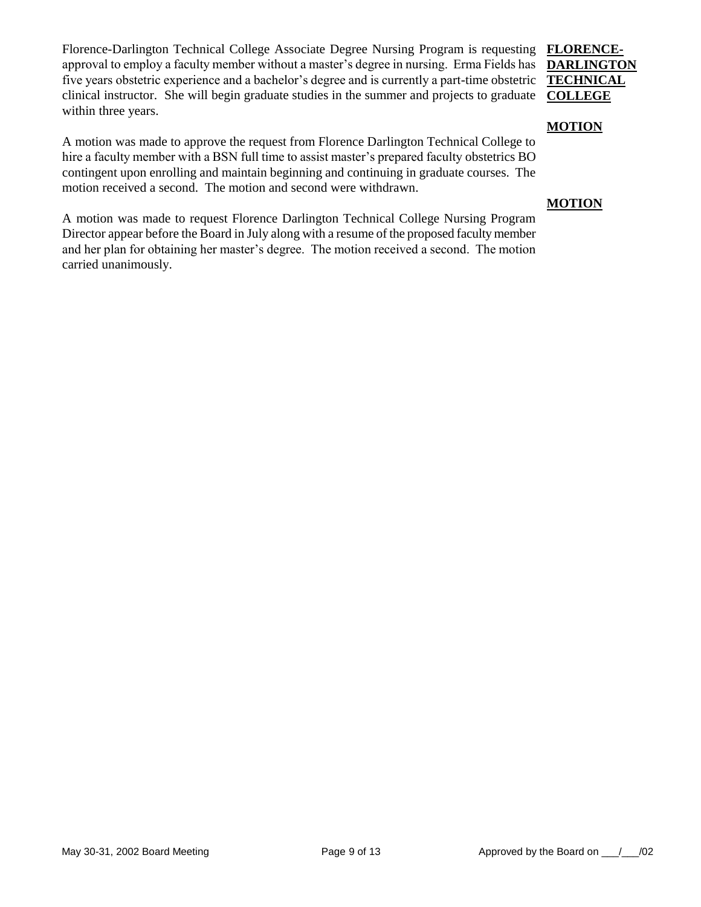**FLORENCE-DARLINGTON TECHNICAL COLLEGE**

Florence-Darlington Technical College Associate Degree Nursing Program is requesting approval to employ a faculty member without a master's degree in nursing. Erma Fields has five years obstetric experience and a bachelor's degree and is currently a part-time obstetric clinical instructor. She will begin graduate studies in the summer and projects to graduate within three years.

**MOTION**

A motion was made to approve the request from Florence Darlington Technical College to hire a faculty member with a BSN full time to assist master's prepared faculty obstetrics BO contingent upon enrolling and maintain beginning and continuing in graduate courses. The motion received a second. The motion and second were withdrawn.

**MOTION**

A motion was made to request Florence Darlington Technical College Nursing Program Director appear before the Board in July along with a resume of the proposed faculty member and her plan for obtaining her master's degree. The motion received a second. The motion carried unanimously.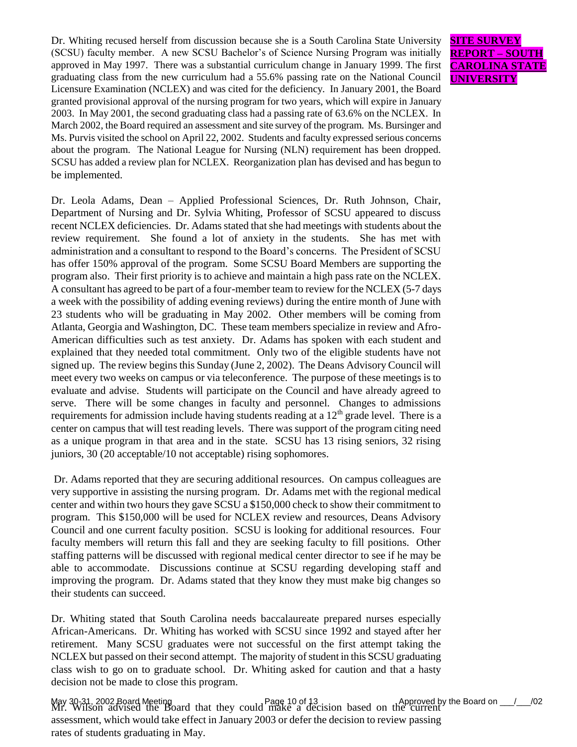**SITE SURVEY REPORT – SOUTH CAROLINA STATE UNIVERSITY**

Dr. Whiting recused herself from discussion because she is a South Carolina State University (SCSU) faculty member. A new SCSU Bachelor's of Science Nursing Program was initially approved in May 1997. There was a substantial curriculum change in January 1999. The first graduating class from the new curriculum had a 55.6% passing rate on the National Council Licensure Examination (NCLEX) and was cited for the deficiency. In January 2001, the Board granted provisional approval of the nursing program for two years, which will expire in January 2003. In May 2001, the second graduating class had a passing rate of 63.6% on the NCLEX. In March 2002, the Board required an assessment and site survey of the program. Ms. Bursinger and Ms. Purvis visited the school on April 22, 2002. Students and faculty expressed serious concerns about the program. The National League for Nursing (NLN) requirement has been dropped. SCSU has added a review plan for NCLEX. Reorganization plan has devised and has begun to be implemented.

Dr. Leola Adams, Dean – Applied Professional Sciences, Dr. Ruth Johnson, Chair, Department of Nursing and Dr. Sylvia Whiting, Professor of SCSU appeared to discuss recent NCLEX deficiencies. Dr. Adams stated that she had meetings with students about the review requirement. She found a lot of anxiety in the students. She has met with administration and a consultant to respond to the Board's concerns. The President of SCSU has offer 150% approval of the program. Some SCSU Board Members are supporting the program also. Their first priority is to achieve and maintain a high pass rate on the NCLEX. A consultant has agreed to be part of a four-member team to review for the NCLEX (5-7 days a week with the possibility of adding evening reviews) during the entire month of June with 23 students who will be graduating in May 2002. Other members will be coming from Atlanta, Georgia and Washington, DC. These team members specialize in review and Afro-American difficulties such as test anxiety. Dr. Adams has spoken with each student and explained that they needed total commitment. Only two of the eligible students have not signed up. The review begins this Sunday (June 2, 2002). The Deans Advisory Council will meet every two weeks on campus or via teleconference. The purpose of these meetings is to evaluate and advise. Students will participate on the Council and have already agreed to serve. There will be some changes in faculty and personnel. Changes to admissions requirements for admission include having students reading at a 12th grade level. There is a center on campus that will test reading levels. There was support of the program citing need as a unique program in that area and in the state. SCSU has 13 rising seniors, 32 rising juniors, 30 (20 acceptable/10 not acceptable) rising sophomores.

Dr. Adams reported that they are securing additional resources. On campus colleagues are very supportive in assisting the nursing program. Dr. Adams met with the regional medical center and within two hours they gave SCSU a $150,000 check to show their commitment to program. This $150,000 will be used for NCLEX review and resources, Deans Advisory Council and one current faculty position. SCSU is looking for additional resources. Four faculty members will return this fall and they are seeking faculty to fill positions. Other staffing patterns will be discussed with regional medical center director to see if he may be able to accommodate. Discussions continue at SCSU regarding developing staff and improving the program. Dr. Adams stated that they know they must make big changes so their students can succeed.

Dr. Whiting stated that South Carolina needs baccalaureate prepared nurses especially African-Americans. Dr. Whiting has worked with SCSU since 1992 and stayed after her retirement. Many SCSU graduates were not successful on the first attempt taking the NCLEX but passed on their second attempt. The majority of student in this SCSU graduating class wish to go on to graduate school. Dr. Whiting asked for caution and that a hasty decision not be made to close this program.

Mr. Wilson advised the Board that they could make a decision based on the current assessment, which would take effect in January 2003 or defer the decision to review passing rates of students graduating in May.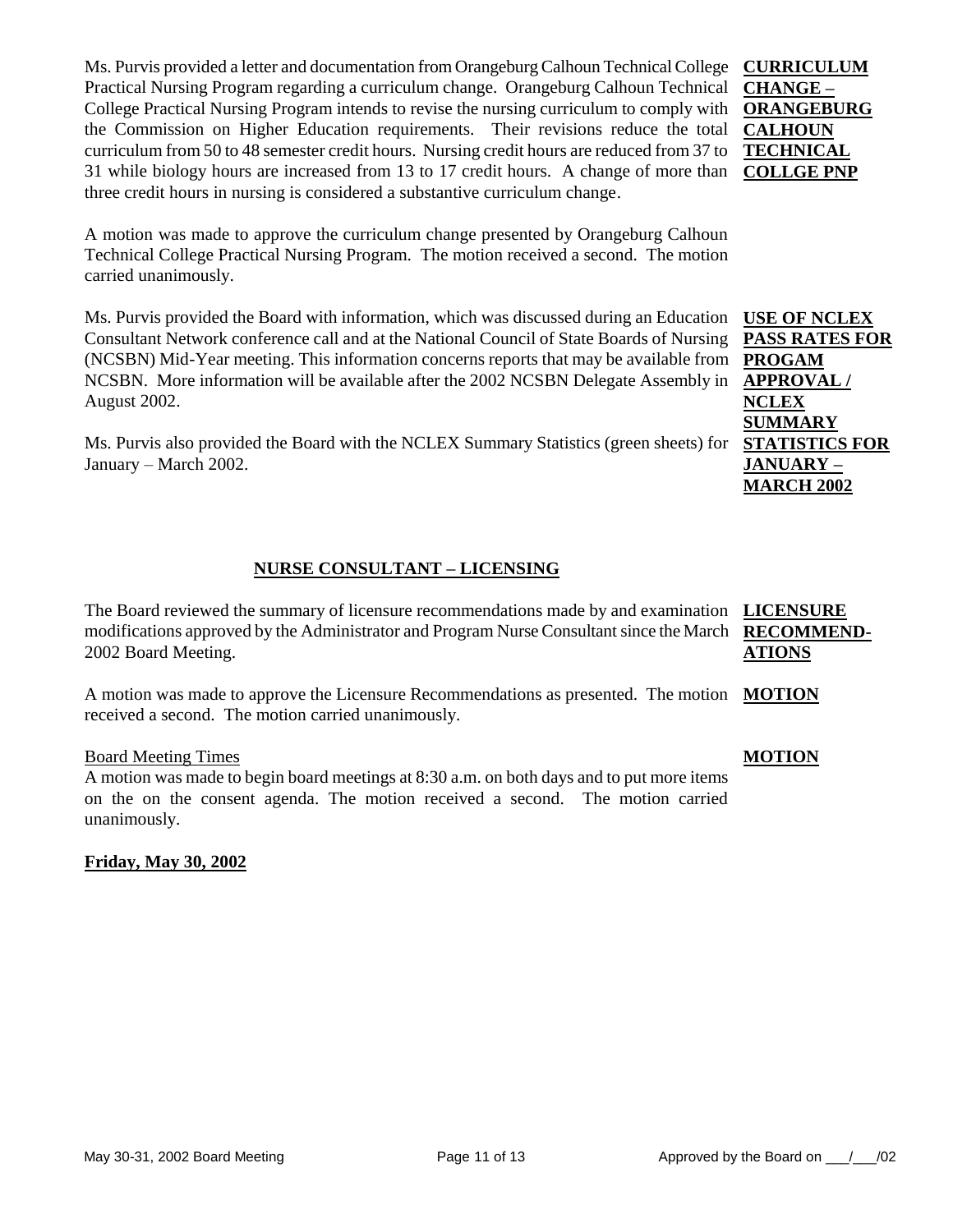Ms. Purvis provided a letter and documentation from Orangeburg Calhoun Technical College Practical Nursing Program regarding a curriculum change. Orangeburg Calhoun Technical College Practical Nursing Program intends to revise the nursing curriculum to comply with the Commission on Higher Education requirements. Their revisions reduce the total curriculum from 50 to 48 semester credit hours. Nursing credit hours are reduced from 37 to 31 while biology hours are increased from 13 to 17 credit hours. A change of more than three credit hours in nursing is considered a substantive curriculum change.

**CURRICULUM CHANGE – ORANGEBURG CALHOUN TECHNICAL COLLGE PNP**

A motion was made to approve the curriculum change presented by Orangeburg Calhoun Technical College Practical Nursing Program. The motion received a second. The motion carried unanimously.

Ms. Purvis provided the Board with information, which was discussed during an Education Consultant Network conference call and at the National Council of State Boards of Nursing (NCSBN) Mid-Year meeting. This information concerns reports that may be available from NCSBN. More information will be available after the 2002 NCSBN Delegate Assembly in August 2002.

**USE OF NCLEX PASS RATES FOR PROGAM APPROVAL / NCLEX SUMMARY STATISTICS FOR JANUARY – MARCH 2002**

Ms. Purvis also provided the Board with the NCLEX Summary Statistics (green sheets) for January – March 2002.

## NURSE CONSULTANT – LICENSING

The Board reviewed the summary of licensure recommendations made by and examination modifications approved by the Administrator and Program Nurse Consultant since the March 2002 Board Meeting.

**LICENSURE RECOMMEND-ATIONS**

A motion was made to approve the Licensure Recommendations as presented. The motion received a second. The motion carried unanimously.

**MOTION**

Board Meeting Times

A motion was made to begin board meetings at 8:30 a.m. on both days and to put more items on the on the consent agenda. The motion received a second. The motion carried unanimously.

**MOTION**

**Friday, May 30, 2002**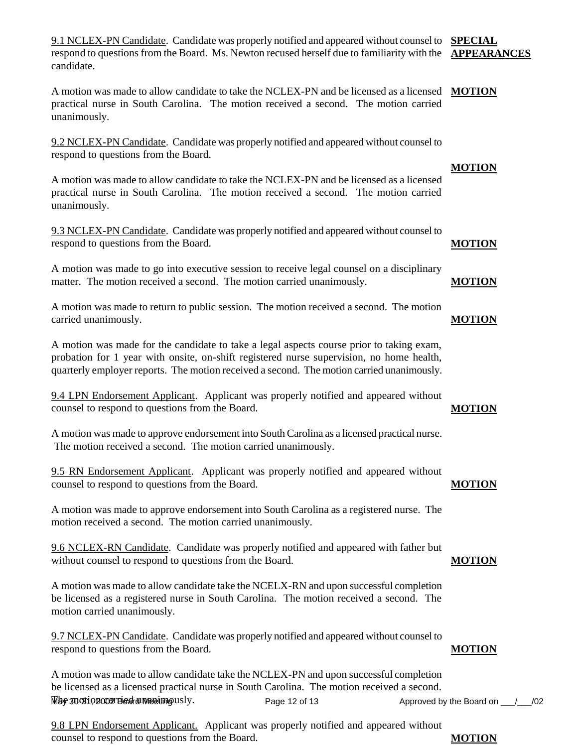**SPECIAL APPEARANCES**

9.1 NCLEX-PN Candidate. Candidate was properly notified and appeared without counsel to respond to questions from the Board. Ms. Newton recused herself due to familiarity with the candidate.

**MOTION**

A motion was made to allow candidate to take the NCLEX-PN and be licensed as a licensed practical nurse in South Carolina. The motion received a second. The motion carried unanimously.

9.2 NCLEX-PN Candidate. Candidate was properly notified and appeared without counsel to respond to questions from the Board.

**MOTION**

A motion was made to allow candidate to take the NCLEX-PN and be licensed as a licensed practical nurse in South Carolina. The motion received a second. The motion carried unanimously.

9.3 NCLEX-PN Candidate. Candidate was properly notified and appeared without counsel to respond to questions from the Board.

**MOTION**

A motion was made to go into executive session to receive legal counsel on a disciplinary matter. The motion received a second. The motion carried unanimously.

**MOTION**

A motion was made to return to public session. The motion received a second. The motion carried unanimously.

**MOTION**

A motion was made for the candidate to take a legal aspects course prior to taking exam, probation for 1 year with onsite, on-shift registered nurse supervision, no home health, quarterly employer reports. The motion received a second. The motion carried unanimously.

9.4 LPN Endorsement Applicant. Applicant was properly notified and appeared without counsel to respond to questions from the Board.

**MOTION**

A motion was made to approve endorsement into South Carolina as a licensed practical nurse. The motion received a second. The motion carried unanimously.

9.5 RN Endorsement Applicant. Applicant was properly notified and appeared without counsel to respond to questions from the Board.

**MOTION**

A motion was made to approve endorsement into South Carolina as a registered nurse. The motion received a second. The motion carried unanimously.

9.6 NCLEX-RN Candidate. Candidate was properly notified and appeared with father but without counsel to respond to questions from the Board.

**MOTION**

A motion was made to allow candidate take the NCELX-RN and upon successful completion be licensed as a registered nurse in South Carolina. The motion received a second. The motion carried unanimously.

9.7 NCLEX-PN Candidate. Candidate was properly notified and appeared without counsel to respond to questions from the Board.

**MOTION**

A motion was made to allow candidate take the NCLEX-PN and upon successful completion be licensed as a licensed practical nurse in South Carolina. The motion received a second. The motion carried unanimously.

9.8 LPN Endorsement Applicant. Applicant was properly notified and appeared without counsel to respond to questions from the Board.

**MOTION**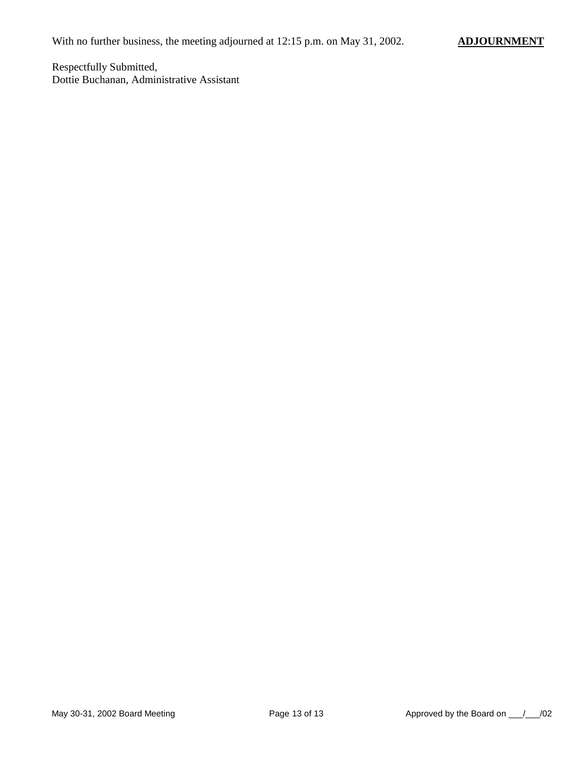With no further business, the meeting adjourned at 12:15 p.m. on May 31, 2002. **ADJOURNMENT**

Respectfully Submitted,
Dottie Buchanan, Administrative Assistant